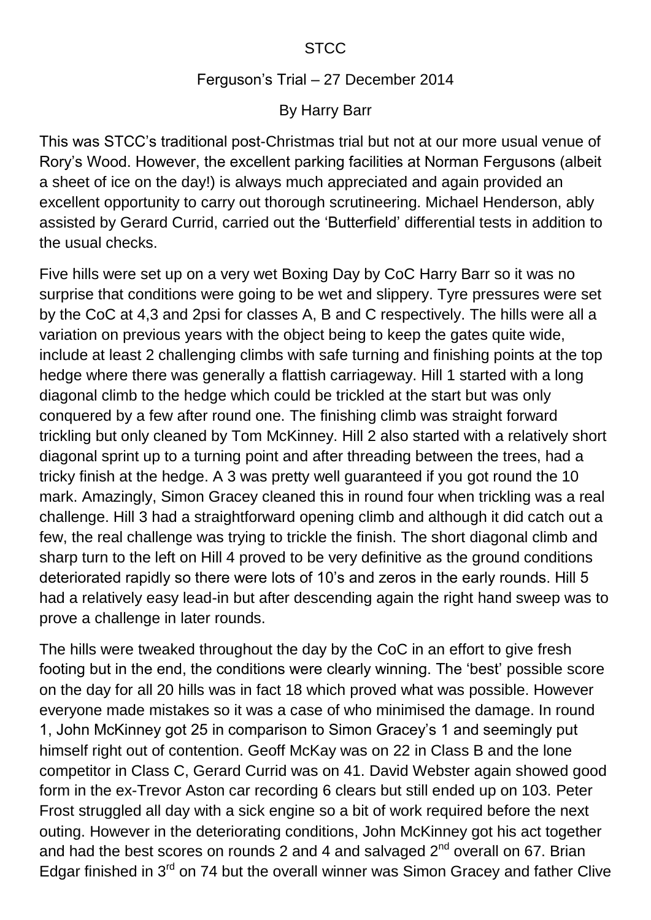STCC

Ferguson's Trial – 27 December 2014

By Harry Barr

This was STCC's traditional post-Christmas trial but not at our more usual venue of Rory's Wood. However, the excellent parking facilities at Norman Fergusons (albeit a sheet of ice on the day!) is always much appreciated and again provided an excellent opportunity to carry out thorough scrutineering. Michael Henderson, ably assisted by Gerard Currid, carried out the 'Butterfield' differential tests in addition to the usual checks.

Five hills were set up on a very wet Boxing Day by CoC Harry Barr so it was no surprise that conditions were going to be wet and slippery. Tyre pressures were set by the CoC at 4,3 and 2psi for classes A, B and C respectively. The hills were all a variation on previous years with the object being to keep the gates quite wide, include at least 2 challenging climbs with safe turning and finishing points at the top hedge where there was generally a flattish carriageway. Hill 1 started with a long diagonal climb to the hedge which could be trickled at the start but was only conquered by a few after round one. The finishing climb was straight forward trickling but only cleaned by Tom McKinney. Hill 2 also started with a relatively short diagonal sprint up to a turning point and after threading between the trees, had a tricky finish at the hedge. A 3 was pretty well guaranteed if you got round the 10 mark. Amazingly, Simon Gracey cleaned this in round four when trickling was a real challenge. Hill 3 had a straightforward opening climb and although it did catch out a few, the real challenge was trying to trickle the finish. The short diagonal climb and sharp turn to the left on Hill 4 proved to be very definitive as the ground conditions deteriorated rapidly so there were lots of 10's and zeros in the early rounds. Hill 5 had a relatively easy lead-in but after descending again the right hand sweep was to prove a challenge in later rounds.

The hills were tweaked throughout the day by the CoC in an effort to give fresh footing but in the end, the conditions were clearly winning. The 'best' possible score on the day for all 20 hills was in fact 18 which proved what was possible. However everyone made mistakes so it was a case of who minimised the damage. In round 1, John McKinney got 25 in comparison to Simon Gracey's 1 and seemingly put himself right out of contention. Geoff McKay was on 22 in Class B and the lone competitor in Class C, Gerard Currid was on 41. David Webster again showed good form in the ex-Trevor Aston car recording 6 clears but still ended up on 103. Peter Frost struggled all day with a sick engine so a bit of work required before the next outing. However in the deteriorating conditions, John McKinney got his act together and had the best scores on rounds 2 and 4 and salvaged 2nd overall on 67. Brian Edgar finished in 3rd on 74 but the overall winner was Simon Gracey and father Clive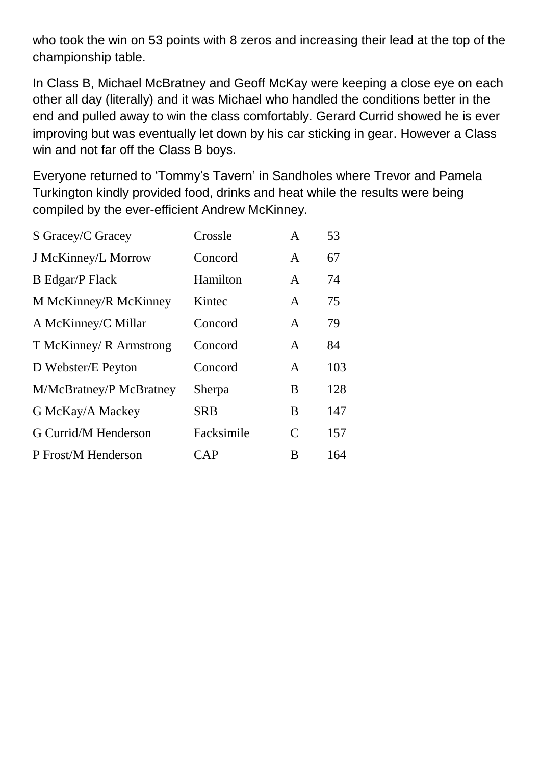who took the win on 53 points with 8 zeros and increasing their lead at the top of the championship table.

In Class B, Michael McBratney and Geoff McKay were keeping a close eye on each other all day (literally) and it was Michael who handled the conditions better in the end and pulled away to win the class comfortably. Gerard Currid showed he is ever improving but was eventually let down by his car sticking in gear. However a Class win and not far off the Class B boys.

Everyone returned to 'Tommy's Tavern' in Sandholes where Trevor and Pamela Turkington kindly provided food, drinks and heat while the results were being compiled by the ever-efficient Andrew McKinney.

| | | | |
|---|---|---|---|
| S Gracey/C Gracey | Crossle | A | 53 |
| J McKinney/L Morrow | Concord | A | 67 |
| B Edgar/P Flack | Hamilton | A | 74 |
| M McKinney/R McKinney | Kintec | A | 75 |
| A McKinney/C Millar | Concord | A | 79 |
| T McKinney/ R Armstrong | Concord | A | 84 |
| D Webster/E Peyton | Concord | A | 103 |
| M/McBratney/P McBratney | Sherpa | B | 128 |
| G McKay/A Mackey | SRB | B | 147 |
| G Currid/M Henderson | Facksimile | C | 157 |
| P Frost/M Henderson | CAP | B | 164 |